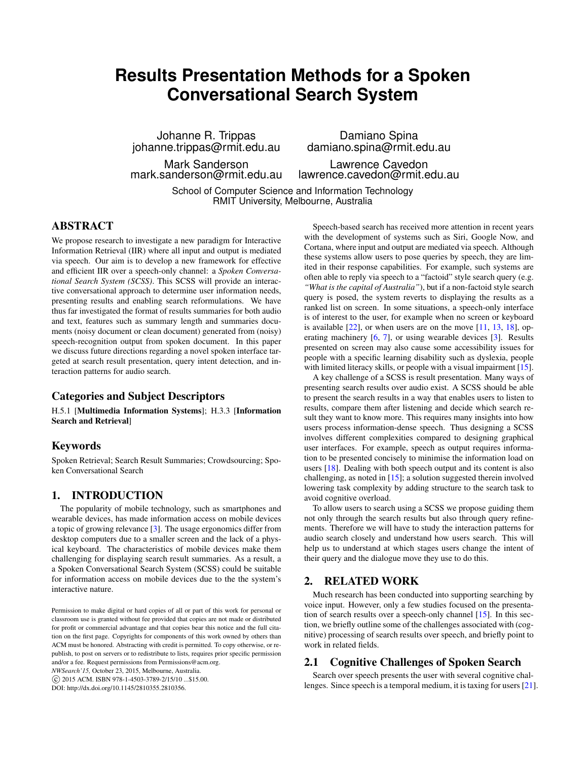# Results Presentation Methods for a Spoken Conversational Search System

Johanne R. Trippas
johanne.trippas@rmit.edu.au

Damiano Spina
damiano.spina@rmit.edu.au

Mark Sanderson
mark.sanderson@rmit.edu.au

Lawrence Cavedon
lawrence.cavedon@rmit.edu.au

School of Computer Science and Information Technology
RMIT University, Melbourne, Australia

## ABSTRACT

We propose research to investigate a new paradigm for Interactive Information Retrieval (IIR) where all input and output is mediated via speech. Our aim is to develop a new framework for effective and efficient IIR over a speech-only channel: a *Spoken Conversational Search System (SCSS)*. This SCSS will provide an interactive conversational approach to determine user information needs, presenting results and enabling search reformulations. We have thus far investigated the format of results summaries for both audio and text, features such as summary length and summaries documents (noisy document or clean document) generated from (noisy) speech-recognition output from spoken document. In this paper we discuss future directions regarding a novel spoken interface targeted at search result presentation, query intent detection, and interaction patterns for audio search.

## Categories and Subject Descriptors

H.5.1 [**Multimedia Information Systems**]; H.3.3 [**Information Search and Retrieval**]

## Keywords

Spoken Retrieval; Search Result Summaries; Crowdsourcing; Spoken Conversational Search

## 1. INTRODUCTION

The popularity of mobile technology, such as smartphones and wearable devices, has made information access on mobile devices a topic of growing relevance [3]. The usage ergonomics differ from desktop computers due to a smaller screen and the lack of a physical keyboard. The characteristics of mobile devices make them challenging for displaying search result summaries. As a result, a Spoken Conversational Search System (SCSS) could be suitable for information access on mobile devices due to the the system's interactive nature.

Speech-based search has received more attention in recent years with the development of systems such as Siri, Google Now, and Cortana, where input and output are mediated via speech. Although these systems allow users to pose queries by speech, they are limited in their response capabilities. For example, such systems are often able to reply via speech to a "factoid" style search query (e.g. *"What is the capital of Australia"*), but if a non-factoid style search query is posed, the system reverts to displaying the results as a ranked list on screen. In some situations, a speech-only interface is of interest to the user, for example when no screen or keyboard is available [22], or when users are on the move [11, 13, 18], operating machinery [6, 7], or using wearable devices [3]. Results presented on screen may also cause some accessibility issues for people with a specific learning disability such as dyslexia, people with limited literacy skills, or people with a visual impairment [15].

A key challenge of a SCSS is result presentation. Many ways of presenting search results over audio exist. A SCSS should be able to present the search results in a way that enables users to listen to results, compare them after listening and decide which search result they want to know more. This requires many insights into how users process information-dense speech. Thus designing a SCSS involves different complexities compared to designing graphical user interfaces. For example, speech as output requires information to be presented concisely to minimise the information load on users [18]. Dealing with both speech output and its content is also challenging, as noted in [15]; a solution suggested therein involved lowering task complexity by adding structure to the search task to avoid cognitive overload.

To allow users to search using a SCSS we propose guiding them not only through the search results but also through query refinements. Therefore we will have to study the interaction patterns for audio search closely and understand how users search. This will help us to understand at which stages users change the intent of their query and the dialogue move they use to do this.

## 2. RELATED WORK

Much research has been conducted into supporting searching by voice input. However, only a few studies focused on the presentation of search results over a speech-only channel [15]. In this section, we briefly outline some of the challenges associated with (cognitive) processing of search results over speech, and briefly point to work in related fields.

### 2.1 Cognitive Challenges of Spoken Search

Search over speech presents the user with several cognitive challenges. Since speech is a temporal medium, it is taxing for users [21].

Permission to make digital or hard copies of all or part of this work for personal or classroom use is granted without fee provided that copies are not made or distributed for profit or commercial advantage and that copies bear this notice and the full citation on the first page. Copyrights for components of this work owned by others than ACM must be honored. Abstracting with credit is permitted. To copy otherwise, or republish, to post on servers or to redistribute to lists, requires prior specific permission and/or a fee. Request permissions from Permissions@acm.org.
*NWSearch'15,* October 23, 2015, Melbourne, Australia.
© 2015 ACM. ISBN 978-1-4503-3789-2/15/10 ...$15.00.
DOI: http://dx.doi.org/10.1145/2810355.2810356.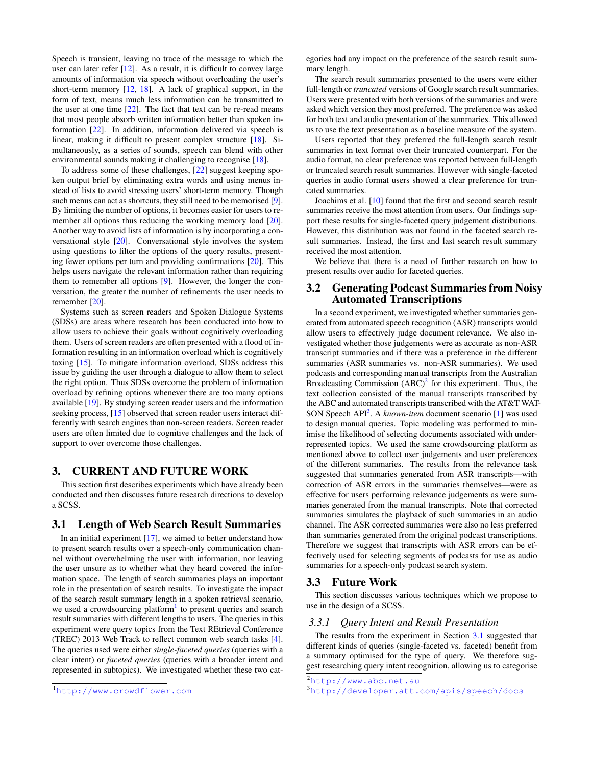Speech is transient, leaving no trace of the message to which the user can later refer [12]. As a result, it is difficult to convey large amounts of information via speech without overloading the user's short-term memory [12, 18]. A lack of graphical support, in the form of text, means much less information can be transmitted to the user at one time [22]. The fact that text can be re-read means that most people absorb written information better than spoken information [22]. In addition, information delivered via speech is linear, making it difficult to present complex structure [18]. Simultaneously, as a series of sounds, speech can blend with other environmental sounds making it challenging to recognise [18].

To address some of these challenges, [22] suggest keeping spoken output brief by eliminating extra words and using menus instead of lists to avoid stressing users' short-term memory. Though such menus can act as shortcuts, they still need to be memorised [9]. By limiting the number of options, it becomes easier for users to remember all options thus reducing the working memory load [20]. Another way to avoid lists of information is by incorporating a conversational style [20]. Conversational style involves the system using questions to filter the options of the query results, presenting fewer options per turn and providing confirmations [20]. This helps users navigate the relevant information rather than requiring them to remember all options [9]. However, the longer the conversation, the greater the number of refinements the user needs to remember [20].

Systems such as screen readers and Spoken Dialogue Systems (SDSs) are areas where research has been conducted into how to allow users to achieve their goals without cognitively overloading them. Users of screen readers are often presented with a flood of information resulting in an information overload which is cognitively taxing [15]. To mitigate information overload, SDSs address this issue by guiding the user through a dialogue to allow them to select the right option. Thus SDSs overcome the problem of information overload by refining options whenever there are too many options available [19]. By studying screen reader users and the information seeking process, [15] observed that screen reader users interact differently with search engines than non-screen readers. Screen reader users are often limited due to cognitive challenges and the lack of support to over overcome those challenges.

# 3. CURRENT AND FUTURE WORK

This section first describes experiments which have already been conducted and then discusses future research directions to develop a SCSS.

## 3.1 Length of Web Search Result Summaries

In an initial experiment [17], we aimed to better understand how to present search results over a speech-only communication channel without overwhelming the user with information, nor leaving the user unsure as to whether what they heard covered the information space. The length of search summaries plays an important role in the presentation of search results. To investigate the impact of the search result summary length in a spoken retrieval scenario, we used a crowdsourcing platform[1] to present queries and search result summaries with different lengths to users. The queries in this experiment were query topics from the Text REtrieval Conference (TREC) 2013 Web Track to reflect common web search tasks [4]. The queries used were either *single-faceted queries* (queries with a clear intent) or *faceted queries* (queries with a broader intent and represented in subtopics). We investigated whether these two categories had any impact on the preference of the search result summary length.

The search result summaries presented to the users were either full-length or *truncated* versions of Google search result summaries. Users were presented with both versions of the summaries and were asked which version they most preferred. The preference was asked for both text and audio presentation of the summaries. This allowed us to use the text presentation as a baseline measure of the system.

Users reported that they preferred the full-length search result summaries in text format over their truncated counterpart. For the audio format, no clear preference was reported between full-length or truncated search result summaries. However with single-faceted queries in audio format users showed a clear preference for truncated summaries.

Joachims et al. [10] found that the first and second search result summaries receive the most attention from users. Our findings support these results for single-faceted query judgement distributions. However, this distribution was not found in the faceted search result summaries. Instead, the first and last search result summary received the most attention.

We believe that there is a need of further research on how to present results over audio for faceted queries.

## 3.2 Generating Podcast Summaries from Noisy Automated Transcriptions

In a second experiment, we investigated whether summaries generated from automated speech recognition (ASR) transcripts would allow users to effectively judge document relevance. We also investigated whether those judgements were as accurate as non-ASR transcript summaries and if there was a preference in the different summaries (ASR summaries vs. non-ASR summaries). We used podcasts and corresponding manual transcripts from the Australian Broadcasting Commission (ABC)[2] for this experiment. Thus, the text collection consisted of the manual transcripts transcribed by the ABC and automated transcripts transcribed with the AT&T WATSON Speech API[3]. A *known-item* document scenario [1] was used to design manual queries. Topic modeling was performed to minimise the likelihood of selecting documents associated with underrepresented topics. We used the same crowdsourcing platform as mentioned above to collect user judgements and user preferences of the different summaries. The results from the relevance task suggested that summaries generated from ASR transcripts—with correction of ASR errors in the summaries themselves—were as effective for users performing relevance judgements as were summaries generated from the manual transcripts. Note that corrected summaries simulates the playback of such summaries in an audio channel. The ASR corrected summaries were also no less preferred than summaries generated from the original podcast transcriptions. Therefore we suggest that transcripts with ASR errors can be effectively used for selecting segments of podcasts for use as audio summaries for a speech-only podcast search system.

## 3.3 Future Work

This section discusses various techniques which we propose to use in the design of a SCSS.

### 3.3.1 Query Intent and Result Presentation

The results from the experiment in Section 3.1 suggested that different kinds of queries (single-faceted vs. faceted) benefit from a summary optimised for the type of query. We therefore suggest researching query intent recognition, allowing us to categorise

[1] http://www.crowdflower.com

[2] http://www.abc.net.au

[3] http://developer.att.com/apis/speech/docs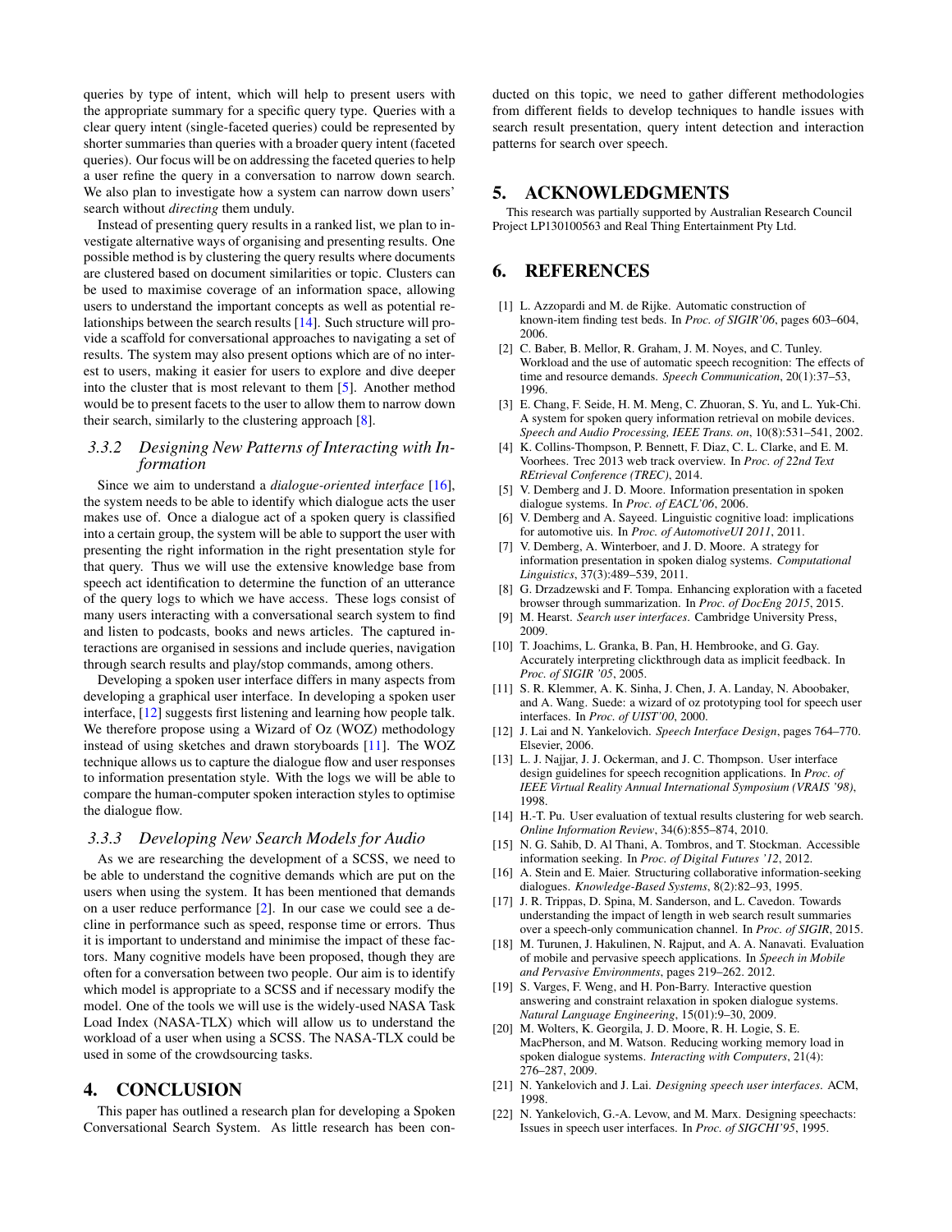queries by type of intent, which will help to present users with the appropriate summary for a specific query type. Queries with a clear query intent (single-faceted queries) could be represented by shorter summaries than queries with a broader query intent (faceted queries). Our focus will be on addressing the faceted queries to help a user refine the query in a conversation to narrow down search. We also plan to investigate how a system can narrow down users' search without *directing* them unduly.

Instead of presenting query results in a ranked list, we plan to investigate alternative ways of organising and presenting results. One possible method is by clustering the query results where documents are clustered based on document similarities or topic. Clusters can be used to maximise coverage of an information space, allowing users to understand the important concepts as well as potential relationships between the search results [14]. Such structure will provide a scaffold for conversational approaches to navigating a set of results. The system may also present options which are of no interest to users, making it easier for users to explore and dive deeper into the cluster that is most relevant to them [5]. Another method would be to present facets to the user to allow them to narrow down their search, similarly to the clustering approach [8].

### 3.3.2 Designing New Patterns of Interacting with Information

Since we aim to understand a *dialogue-oriented interface* [16], the system needs to be able to identify which dialogue acts the user makes use of. Once a dialogue act of a spoken query is classified into a certain group, the system will be able to support the user with presenting the right information in the right presentation style for that query. Thus we will use the extensive knowledge base from speech act identification to determine the function of an utterance of the query logs to which we have access. These logs consist of many users interacting with a conversational search system to find and listen to podcasts, books and news articles. The captured interactions are organised in sessions and include queries, navigation through search results and play/stop commands, among others.

Developing a spoken user interface differs in many aspects from developing a graphical user interface. In developing a spoken user interface, [12] suggests first listening and learning how people talk. We therefore propose using a Wizard of Oz (WOZ) methodology instead of using sketches and drawn storyboards [11]. The WOZ technique allows us to capture the dialogue flow and user responses to information presentation style. With the logs we will be able to compare the human-computer spoken interaction styles to optimise the dialogue flow.

### 3.3.3 Developing New Search Models for Audio

As we are researching the development of a SCSS, we need to be able to understand the cognitive demands which are put on the users when using the system. It has been mentioned that demands on a user reduce performance [2]. In our case we could see a decline in performance such as speed, response time or errors. Thus it is important to understand and minimise the impact of these factors. Many cognitive models have been proposed, though they are often for a conversation between two people. Our aim is to identify which model is appropriate to a SCSS and if necessary modify the model. One of the tools we will use is the widely-used NASA Task Load Index (NASA-TLX) which will allow us to understand the workload of a user when using a SCSS. The NASA-TLX could be used in some of the crowdsourcing tasks.

## 4. CONCLUSION

This paper has outlined a research plan for developing a Spoken Conversational Search System. As little research has been conducted on this topic, we need to gather different methodologies from different fields to develop techniques to handle issues with search result presentation, query intent detection and interaction patterns for search over speech.

## 5. ACKNOWLEDGMENTS

This research was partially supported by Australian Research Council Project LP130100563 and Real Thing Entertainment Pty Ltd.

## 6. REFERENCES

[1] L. Azzopardi and M. de Rijke. Automatic construction of known-item finding test beds. In *Proc. of SIGIR'06*, pages 603–604, 2006.

[2] C. Baber, B. Mellor, R. Graham, J. M. Noyes, and C. Tunley. Workload and the use of automatic speech recognition: The effects of time and resource demands. *Speech Communication*, 20(1):37–53, 1996.

[3] E. Chang, F. Seide, H. M. Meng, C. Zhuoran, S. Yu, and L. Yuk-Chi. A system for spoken query information retrieval on mobile devices. *Speech and Audio Processing, IEEE Trans. on*, 10(8):531–541, 2002.

[4] K. Collins-Thompson, P. Bennett, F. Diaz, C. L. Clarke, and E. M. Voorhees. Trec 2013 web track overview. In *Proc. of 22nd Text REtrieval Conference (TREC)*, 2014.

[5] V. Demberg and J. D. Moore. Information presentation in spoken dialogue systems. In *Proc. of EACL'06*, 2006.

[6] V. Demberg and A. Sayeed. Linguistic cognitive load: implications for automotive uis. In *Proc. of AutomotiveUI 2011*, 2011.

[7] V. Demberg, A. Winterboer, and J. D. Moore. A strategy for information presentation in spoken dialog systems. *Computational Linguistics*, 37(3):489–539, 2011.

[8] G. Drzadzewski and F. Tompa. Enhancing exploration with a faceted browser through summarization. In *Proc. of DocEng 2015*, 2015.

[9] M. Hearst. *Search user interfaces*. Cambridge University Press, 2009.

[10] T. Joachims, L. Granka, B. Pan, H. Hembrooke, and G. Gay. Accurately interpreting clickthrough data as implicit feedback. In *Proc. of SIGIR '05*, 2005.

[11] S. R. Klemmer, A. K. Sinha, J. Chen, J. A. Landay, N. Aboobaker, and A. Wang. Suede: a wizard of oz prototyping tool for speech user interfaces. In *Proc. of UIST'00*, 2000.

[12] J. Lai and N. Yankelovich. *Speech Interface Design*, pages 764–770. Elsevier, 2006.

[13] L. J. Najjar, J. J. Ockerman, and J. C. Thompson. User interface design guidelines for speech recognition applications. In *Proc. of IEEE Virtual Reality Annual International Symposium (VRAIS '98)*, 1998.

[14] H.-T. Pu. User evaluation of textual results clustering for web search. *Online Information Review*, 34(6):855–874, 2010.

[15] N. G. Sahib, D. Al Thani, A. Tombros, and T. Stockman. Accessible information seeking. In *Proc. of Digital Futures '12*, 2012.

[16] A. Stein and E. Maier. Structuring collaborative information-seeking dialogues. *Knowledge-Based Systems*, 8(2):82–93, 1995.

[17] J. R. Trippas, D. Spina, M. Sanderson, and L. Cavedon. Towards understanding the impact of length in web search result summaries over a speech-only communication channel. In *Proc. of SIGIR*, 2015.

[18] M. Turunen, J. Hakulinen, N. Rajput, and A. A. Nanavati. Evaluation of mobile and pervasive speech applications. In *Speech in Mobile and Pervasive Environments*, pages 219–262. 2012.

[19] S. Varges, F. Weng, and H. Pon-Barry. Interactive question answering and constraint relaxation in spoken dialogue systems. *Natural Language Engineering*, 15(01):9–30, 2009.

[20] M. Wolters, K. Georgila, J. D. Moore, R. H. Logie, S. E. MacPherson, and M. Watson. Reducing working memory load in spoken dialogue systems. *Interacting with Computers*, 21(4): 276–287, 2009.

[21] N. Yankelovich and J. Lai. *Designing speech user interfaces*. ACM, 1998.

[22] N. Yankelovich, G.-A. Levow, and M. Marx. Designing speechacts: Issues in speech user interfaces. In *Proc. of SIGCHI'95*, 1995.